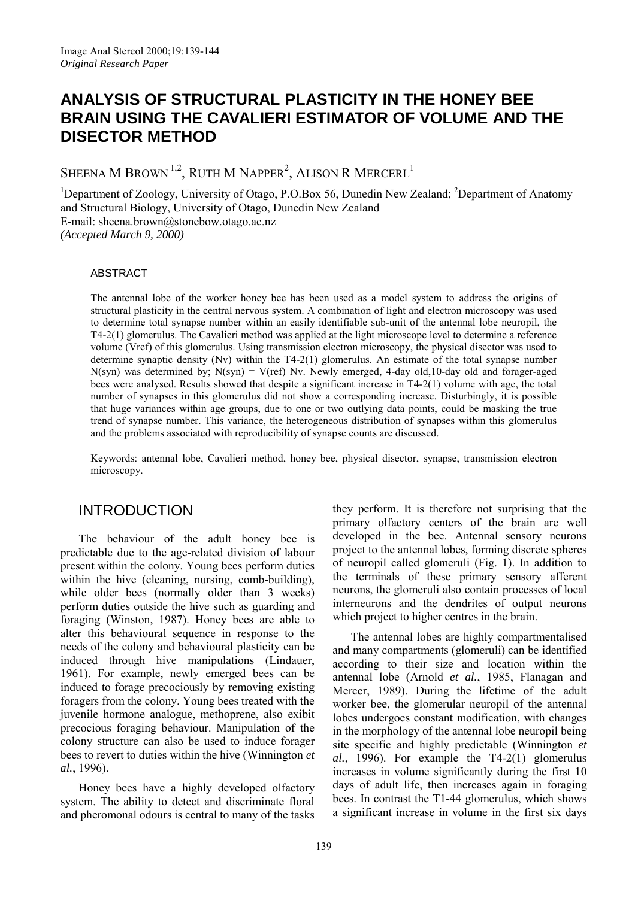*Original Research Paper*

# ANALYSIS OF STRUCTURAL PLASTICITY IN THE HONEY BEE BRAIN USING THE CAVALIERI ESTIMATOR OF VOLUME AND THE DISECTOR METHOD

SHEENA M BROWN [1,2], RUTH M NAPPER[2], ALISON R MERCERL[1]

[1]Department of Zoology, University of Otago, P.O.Box 56, Dunedin New Zealand; [2]Department of Anatomy and Structural Biology, University of Otago, Dunedin New Zealand
E-mail: sheena.brown@stonebow.otago.ac.nz
*(Accepted March 9, 2000)*

## ABSTRACT

The antennal lobe of the worker honey bee has been used as a model system to address the origins of structural plasticity in the central nervous system. A combination of light and electron microscopy was used to determine total synapse number within an easily identifiable sub-unit of the antennal lobe neuropil, the T4-2(1) glomerulus. The Cavalieri method was applied at the light microscope level to determine a reference volume (Vref) of this glomerulus. Using transmission electron microscopy, the physical disector was used to determine synaptic density (Nv) within the T4-2(1) glomerulus. An estimate of the total synapse number N(syn) was determined by; N(syn) = V(ref) Nv. Newly emerged, 4-day old,10-day old and forager-aged bees were analysed. Results showed that despite a significant increase in T4-2(1) volume with age, the total number of synapses in this glomerulus did not show a corresponding increase. Disturbingly, it is possible that huge variances within age groups, due to one or two outlying data points, could be masking the true trend of synapse number. This variance, the heterogeneous distribution of synapses within this glomerulus and the problems associated with reproducibility of synapse counts are discussed.

Keywords: antennal lobe, Cavalieri method, honey bee, physical disector, synapse, transmission electron microscopy.

## INTRODUCTION

The behaviour of the adult honey bee is predictable due to the age-related division of labour present within the colony. Young bees perform duties within the hive (cleaning, nursing, comb-building), while older bees (normally older than 3 weeks) perform duties outside the hive such as guarding and foraging (Winston, 1987). Honey bees are able to alter this behavioural sequence in response to the needs of the colony and behavioural plasticity can be induced through hive manipulations (Lindauer, 1961). For example, newly emerged bees can be induced to forage precociously by removing existing foragers from the colony. Young bees treated with the juvenile hormone analogue, methoprene, also exibit precocious foraging behaviour. Manipulation of the colony structure can also be used to induce forager bees to revert to duties within the hive (Winnington *et al.*, 1996).

Honey bees have a highly developed olfactory system. The ability to detect and discriminate floral and pheromonal odours is central to many of the tasks they perform. It is therefore not surprising that the primary olfactory centers of the brain are well developed in the bee. Antennal sensory neurons project to the antennal lobes, forming discrete spheres of neuropil called glomeruli (Fig. 1). In addition to the terminals of these primary sensory afferent neurons, the glomeruli also contain processes of local interneurons and the dendrites of output neurons which project to higher centres in the brain.

The antennal lobes are highly compartmentalised and many compartments (glomeruli) can be identified according to their size and location within the antennal lobe (Arnold *et al.*, 1985, Flanagan and Mercer, 1989). During the lifetime of the adult worker bee, the glomerular neuropil of the antennal lobes undergoes constant modification, with changes in the morphology of the antennal lobe neuropil being site specific and highly predictable (Winnington *et al.*, 1996). For example the T4-2(1) glomerulus increases in volume significantly during the first 10 days of adult life, then increases again in foraging bees. In contrast the T1-44 glomerulus, which shows a significant increase in volume in the first six days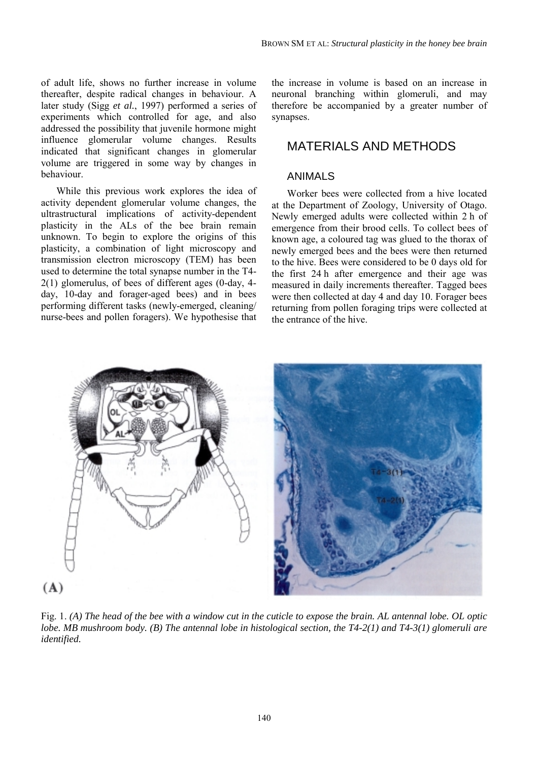of adult life, shows no further increase in volume thereafter, despite radical changes in behaviour. A later study (Sigg *et al.*, 1997) performed a series of experiments which controlled for age, and also addressed the possibility that juvenile hormone might influence glomerular volume changes. Results indicated that significant changes in glomerular volume are triggered in some way by changes in behaviour.

While this previous work explores the idea of activity dependent glomerular volume changes, the ultrastructural implications of activity-dependent plasticity in the ALs of the bee brain remain unknown. To begin to explore the origins of this plasticity, a combination of light microscopy and transmission electron microscopy (TEM) has been used to determine the total synapse number in the T4-2(1) glomerulus, of bees of different ages (0-day, 4-day, 10-day and forager-aged bees) and in bees performing different tasks (newly-emerged, cleaning/nurse-bees and pollen foragers). We hypothesise that the increase in volume is based on an increase in neuronal branching within glomeruli, and may therefore be accompanied by a greater number of synapses.

## MATERIALS AND METHODS

### ANIMALS

Worker bees were collected from a hive located at the Department of Zoology, University of Otago. Newly emerged adults were collected within 2 h of emergence from their brood cells. To collect bees of known age, a coloured tag was glued to the thorax of newly emerged bees and the bees were then returned to the hive. Bees were considered to be 0 days old for the first 24 h after emergence and their age was measured in daily increments thereafter. Tagged bees were then collected at day 4 and day 10. Forager bees returning from pollen foraging trips were collected at the entrance of the hive.

Fig. 1. *(A) The head of the bee with a window cut in the cuticle to expose the brain. AL antennal lobe. OL optic lobe. MB mushroom body. (B) The antennal lobe in histological section, the T4-2(1) and T4-3(1) glomeruli are identified.*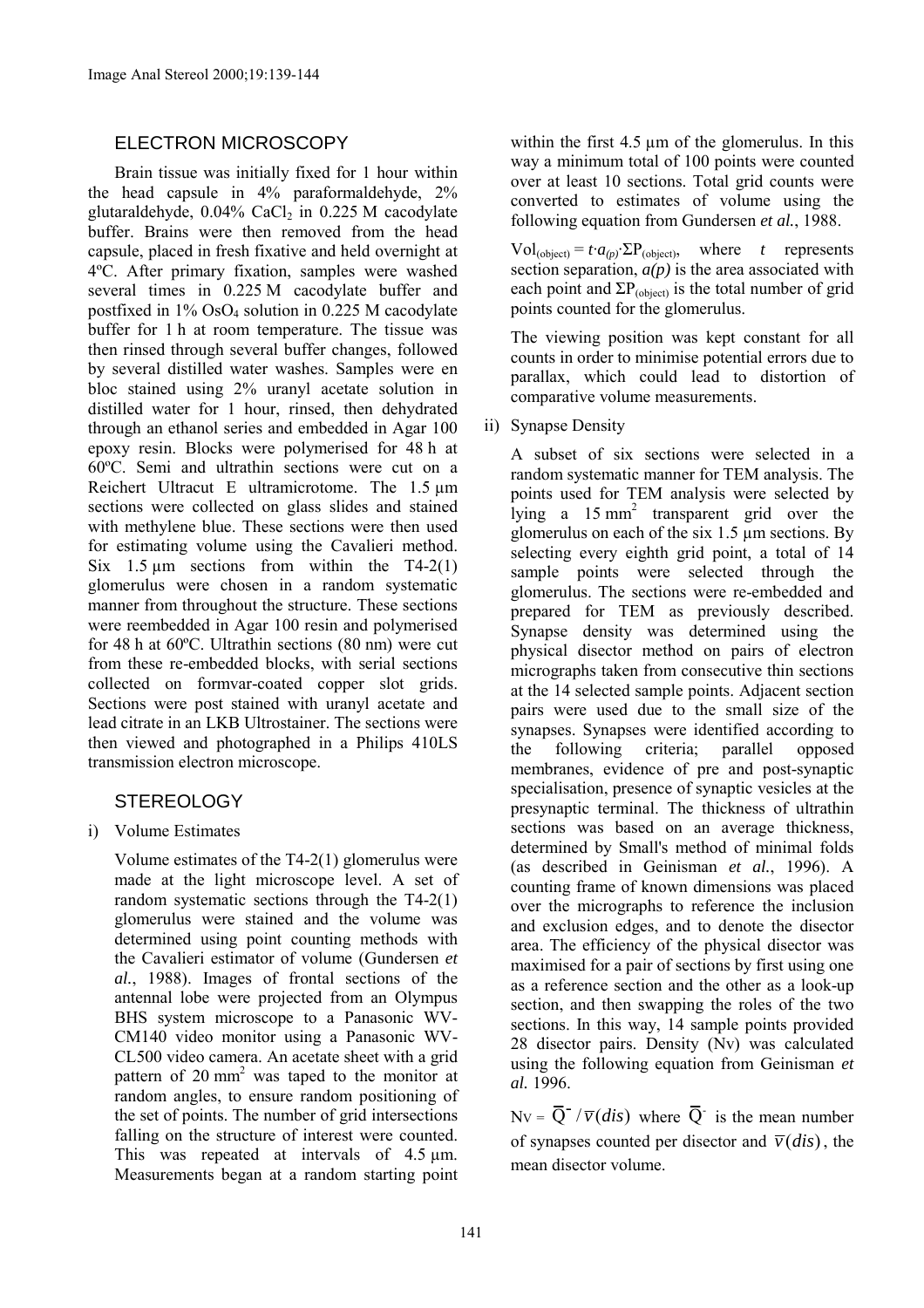## ELECTRON MICROSCOPY

Brain tissue was initially fixed for 1 hour within the head capsule in 4% paraformaldehyde, 2% glutaraldehyde, 0.04% $CaCl_2$ in 0.225 M cacodylate buffer. Brains were then removed from the head capsule, placed in fresh fixative and held overnight at 4ºC. After primary fixation, samples were washed several times in 0.225 M cacodylate buffer and postfixed in 1% $OsO_4$ solution in 0.225 M cacodylate buffer for 1 h at room temperature. The tissue was then rinsed through several buffer changes, followed by several distilled water washes. Samples were en bloc stained using 2% uranyl acetate solution in distilled water for 1 hour, rinsed, then dehydrated through an ethanol series and embedded in Agar 100 epoxy resin. Blocks were polymerised for 48 h at 60ºC. Semi and ultrathin sections were cut on a Reichert Ultracut E ultramicrotome. The 1.5 µm sections were collected on glass slides and stained with methylene blue. These sections were then used for estimating volume using the Cavalieri method. Six 1.5 µm sections from within the T4-2(1) glomerulus were chosen in a random systematic manner from throughout the structure. These sections were reembedded in Agar 100 resin and polymerised for 48 h at 60ºC. Ultrathin sections (80 nm) were cut from these re-embedded blocks, with serial sections collected on formvar-coated copper slot grids. Sections were post stained with uranyl acetate and lead citrate in an LKB Ultrostainer. The sections were then viewed and photographed in a Philips 410LS transmission electron microscope.

## STEREOLOGY

i) Volume Estimates

Volume estimates of the T4-2(1) glomerulus were made at the light microscope level. A set of random systematic sections through the T4-2(1) glomerulus were stained and the volume was determined using point counting methods with the Cavalieri estimator of volume (Gundersen *et al.*, 1988). Images of frontal sections of the antennal lobe were projected from an Olympus BHS system microscope to a Panasonic WV-CM140 video monitor using a Panasonic WV-CL500 video camera. An acetate sheet with a grid pattern of 20 $mm^2$ was taped to the monitor at random angles, to ensure random positioning of the set of points. The number of grid intersections falling on the structure of interest were counted. This was repeated at intervals of 4.5 µm. Measurements began at a random starting point within the first 4.5 µm of the glomerulus. In this way a minimum total of 100 points were counted over at least 10 sections. Total grid counts were converted to estimates of volume using the following equation from Gundersen *et al.*, 1988.

$Vol_{(object)} = t \cdot a_{(p)} \cdot \Sigma P_{(object)}$, where $t$ represents section separation, $a(p)$ is the area associated with each point and $\Sigma P_{(object)}$ is the total number of grid points counted for the glomerulus.

The viewing position was kept constant for all counts in order to minimise potential errors due to parallax, which could lead to distortion of comparative volume measurements.

ii) Synapse Density

A subset of six sections were selected in a random systematic manner for TEM analysis. The points used for TEM analysis were selected by lying a 15 $mm^2$ transparent grid over the glomerulus on each of the six 1.5 µm sections. By selecting every eighth grid point, a total of 14 sample points were selected through the glomerulus. The sections were re-embedded and prepared for TEM as previously described. Synapse density was determined using the physical disector method on pairs of electron micrographs taken from consecutive thin sections at the 14 selected sample points. Adjacent section pairs were used due to the small size of the synapses. Synapses were identified according to the following criteria; parallel opposed membranes, evidence of pre and post-synaptic specialisation, presence of synaptic vesicles at the presynaptic terminal. The thickness of ultrathin sections was based on an average thickness, determined by Small's method of minimal folds (as described in Geinisman *et al.*, 1996). A counting frame of known dimensions was placed over the micrographs to reference the inclusion and exclusion edges, and to denote the disector area. The efficiency of the physical disector was maximised for a pair of sections by first using one as a reference section and the other as a look-up section, and then swapping the roles of the two sections. In this way, 14 sample points provided 28 disector pairs. Density (Nv) was calculated using the following equation from Geinisman *et al.* 1996.

$N_V = \overline{Q^-} / \overline{v}(dis)$ where $\overline{Q^-}$ is the mean number of synapses counted per disector and $\overline{v}(dis)$, the mean disector volume.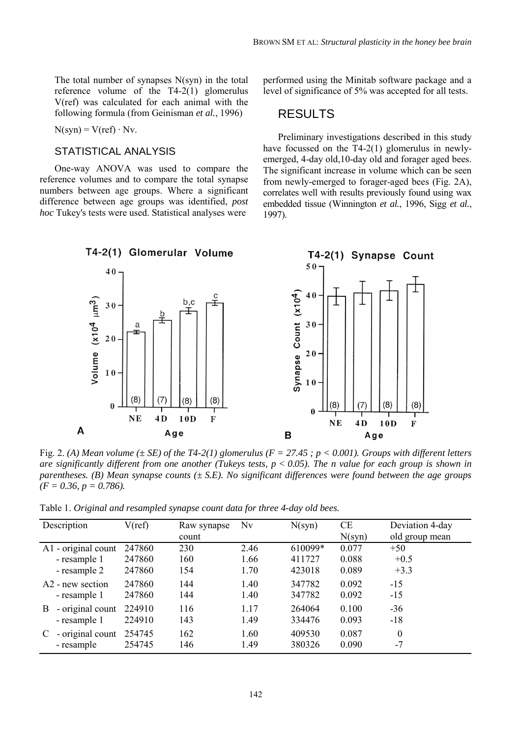The total number of synapses N(syn) in the total reference volume of the T4-2(1) glomerulus V(ref) was calculated for each animal with the following formula (from Geinisman *et al.*, 1996)

$N(syn) = V(ref) \cdot Nv$.

### STATISTICAL ANALYSIS

One-way ANOVA was used to compare the reference volumes and to compare the total synapse numbers between age groups. Where a significant difference between age groups was identified, *post hoc* Tukey's tests were used. Statistical analyses were performed using the Minitab software package and a level of significance of 5% was accepted for all tests.

## RESULTS

Preliminary investigations described in this study have focussed on the T4-2(1) glomerulus in newly-emerged, 4-day old,10-day old and forager aged bees. The significant increase in volume which can be seen from newly-emerged to forager-aged bees (Fig. 2A), correlates well with results previously found using wax embedded tissue (Winnington *et al.*, 1996, Sigg *et al.*, 1997).

Fig. 2. *(A) Mean volume (± SE) of the T4-2(1) glomerulus ($F = 27.45$ ; $p < 0.001$). Groups with different letters are significantly different from one another (Tukeys tests, $p < 0.05$). The n value for each group is shown in parentheses. (B) Mean synapse counts (± S.E). No significant differences were found between the age groups ($F = 0.36$, $p = 0.786$).*

Table 1. *Original and resampled synapse count data for three 4-day old bees.*

| Description | V(ref) | Raw synapse count | Nv | N(syn) | CE N(syn) | Deviation 4-day old group mean |
|---|---|---|---|---|---|---|
| A1 - original count | 247860 | 230 | 2.46 | 610099* | 0.077 | +50 |
| - resample 1 | 247860 | 160 | 1.66 | 411727 | 0.088 | +0.5 |
| - resample 2 | 247860 | 154 | 1.70 | 423018 | 0.089 | +3.3 |
| A2 - new section | 247860 | 144 | 1.40 | 347782 | 0.092 | -15 |
| - resample 1 | 247860 | 144 | 1.40 | 347782 | 0.092 | -15 |
| B - original count | 224910 | 116 | 1.17 | 264064 | 0.100 | -36 |
| - resample 1 | 224910 | 143 | 1.49 | 334476 | 0.093 | -18 |
| C - original count | 254745 | 162 | 1.60 | 409530 | 0.087 | 0 |
| - resample | 254745 | 146 | 1.49 | 380326 | 0.090 | -7 |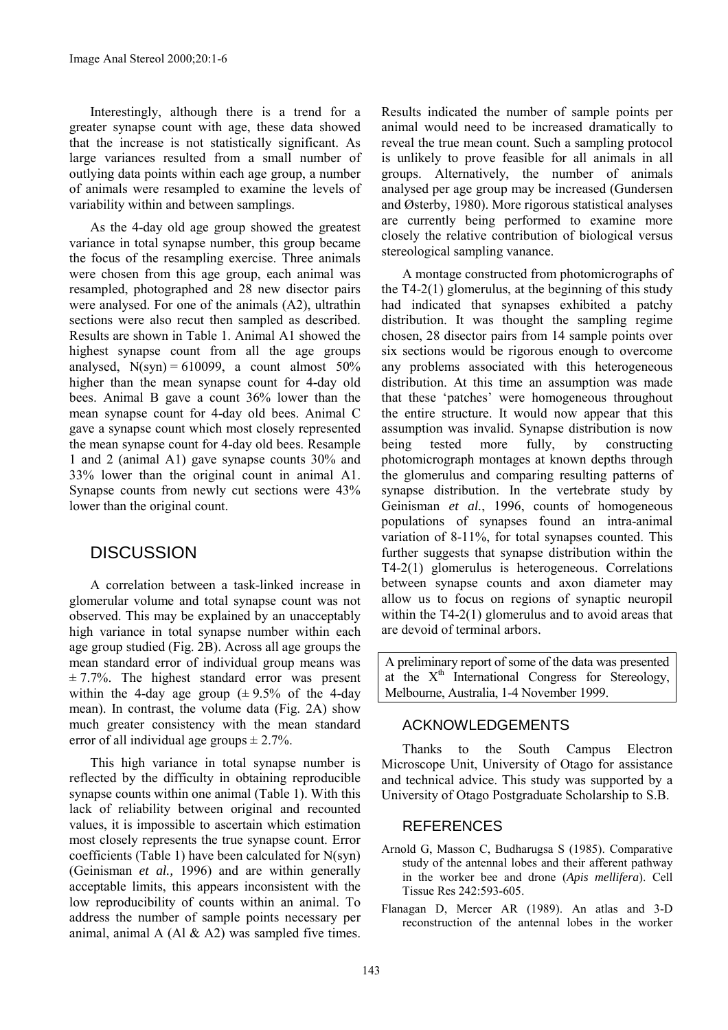Interestingly, although there is a trend for a greater synapse count with age, these data showed that the increase is not statistically significant. As large variances resulted from a small number of outlying data points within each age group, a number of animals were resampled to examine the levels of variability within and between samplings.

As the 4-day old age group showed the greatest variance in total synapse number, this group became the focus of the resampling exercise. Three animals were chosen from this age group, each animal was resampled, photographed and 28 new disector pairs were analysed. For one of the animals (A2), ultrathin sections were also recut then sampled as described. Results are shown in Table 1. Animal A1 showed the highest synapse count from all the age groups analysed, $N(syn) = 610099$, a count almost 50% higher than the mean synapse count for 4-day old bees. Animal B gave a count 36% lower than the mean synapse count for 4-day old bees. Animal C gave a synapse count which most closely represented the mean synapse count for 4-day old bees. Resample 1 and 2 (animal A1) gave synapse counts 30% and 33% lower than the original count in animal A1. Synapse counts from newly cut sections were 43% lower than the original count.

## DISCUSSION

A correlation between a task-linked increase in glomerular volume and total synapse count was not observed. This may be explained by an unacceptably high variance in total synapse number within each age group studied (Fig. 2B). Across all age groups the mean standard error of individual group means was $\pm$ 7.7%. The highest standard error was present within the 4-day age group ($\pm$ 9.5% of the 4-day mean). In contrast, the volume data (Fig. 2A) show much greater consistency with the mean standard error of all individual age groups $\pm$ 2.7%.

This high variance in total synapse number is reflected by the difficulty in obtaining reproducible synapse counts within one animal (Table 1). With this lack of reliability between original and recounted values, it is impossible to ascertain which estimation most closely represents the true synapse count. Error coefficients (Table 1) have been calculated for N(syn) (Geinisman *et al.*, 1996) and are within generally acceptable limits, this appears inconsistent with the low reproducibility of counts within an animal. To address the number of sample points necessary per animal, animal A (Al & A2) was sampled five times. Results indicated the number of sample points per animal would need to be increased dramatically to reveal the true mean count. Such a sampling protocol is unlikely to prove feasible for all animals in all groups. Alternatively, the number of animals analysed per age group may be increased (Gundersen and Østerby, 1980). More rigorous statistical analyses are currently being performed to examine more closely the relative contribution of biological versus stereological sampling vanance.

A montage constructed from photomicrographs of the T4-2(1) glomerulus, at the beginning of this study had indicated that synapses exhibited a patchy distribution. It was thought the sampling regime chosen, 28 disector pairs from 14 sample points over six sections would be rigorous enough to overcome any problems associated with this heterogeneous distribution. At this time an assumption was made that these 'patches' were homogeneous throughout the entire structure. It would now appear that this assumption was invalid. Synapse distribution is now being tested more fully, by constructing photomicrograph montages at known depths through the glomerulus and comparing resulting patterns of synapse distribution. In the vertebrate study by Geinisman *et al.*, 1996, counts of homogeneous populations of synapses found an intra-animal variation of 8-11%, for total synapses counted. This further suggests that synapse distribution within the T4-2(1) glomerulus is heterogeneous. Correlations between synapse counts and axon diameter may allow us to focus on regions of synaptic neuropil within the T4-2(1) glomerulus and to avoid areas that are devoid of terminal arbors.

A preliminary report of some of the data was presented at the X[th] International Congress for Stereology, Melbourne, Australia, 1-4 November 1999.

### ACKNOWLEDGEMENTS

Thanks to the South Campus Electron Microscope Unit, University of Otago for assistance and technical advice. This study was supported by a University of Otago Postgraduate Scholarship to S.B.

### REFERENCES

Arnold G, Masson C, Budharugsa S (1985). Comparative study of the antennal lobes and their afferent pathway in the worker bee and drone (*Apis mellifera*). Cell Tissue Res 242:593-605.

Flanagan D, Mercer AR (1989). An atlas and 3-D reconstruction of the antennal lobes in the worker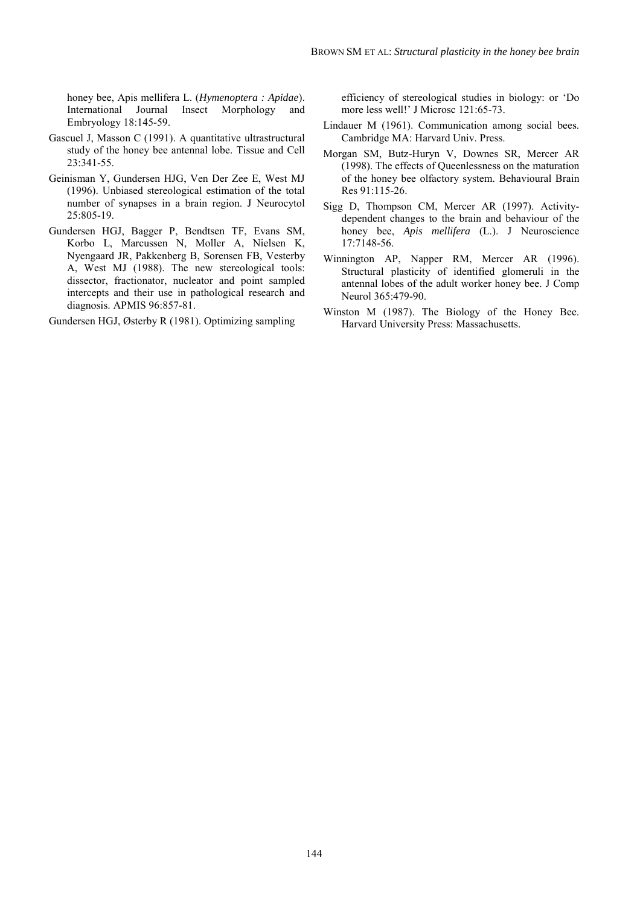honey bee, Apis mellifera L. (*Hymenoptera : Apidae*). International Journal Insect Morphology and Embryology 18:145-59.

Gascuel J, Masson C (1991). A quantitative ultrastructural study of the honey bee antennal lobe. Tissue and Cell 23:341-55.

Geinisman Y, Gundersen HJG, Ven Der Zee E, West MJ (1996). Unbiased stereological estimation of the total number of synapses in a brain region. J Neurocytol 25:805-19.

Gundersen HGJ, Bagger P, Bendtsen TF, Evans SM, Korbo L, Marcussen N, Moller A, Nielsen K, Nyengaard JR, Pakkenberg B, Sorensen FB, Vesterby A, West MJ (1988). The new stereological tools: dissector, fractionator, nucleator and point sampled intercepts and their use in pathological research and diagnosis. APMIS 96:857-81.

Gundersen HGJ, Østerby R (1981). Optimizing sampling efficiency of stereological studies in biology: or 'Do more less well!' J Microsc 121:65-73.

Lindauer M (1961). Communication among social bees. Cambridge MA: Harvard Univ. Press.

Morgan SM, Butz-Huryn V, Downes SR, Mercer AR (1998). The effects of Queenlessness on the maturation of the honey bee olfactory system. Behavioural Brain Res 91:115-26.

Sigg D, Thompson CM, Mercer AR (1997). Activity-dependent changes to the brain and behaviour of the honey bee, *Apis mellifera* (L.). J Neuroscience 17:7148-56.

Winnington AP, Napper RM, Mercer AR (1996). Structural plasticity of identified glomeruli in the antennal lobes of the adult worker honey bee. J Comp Neurol 365:479-90.

Winston M (1987). The Biology of the Honey Bee. Harvard University Press: Massachusetts.